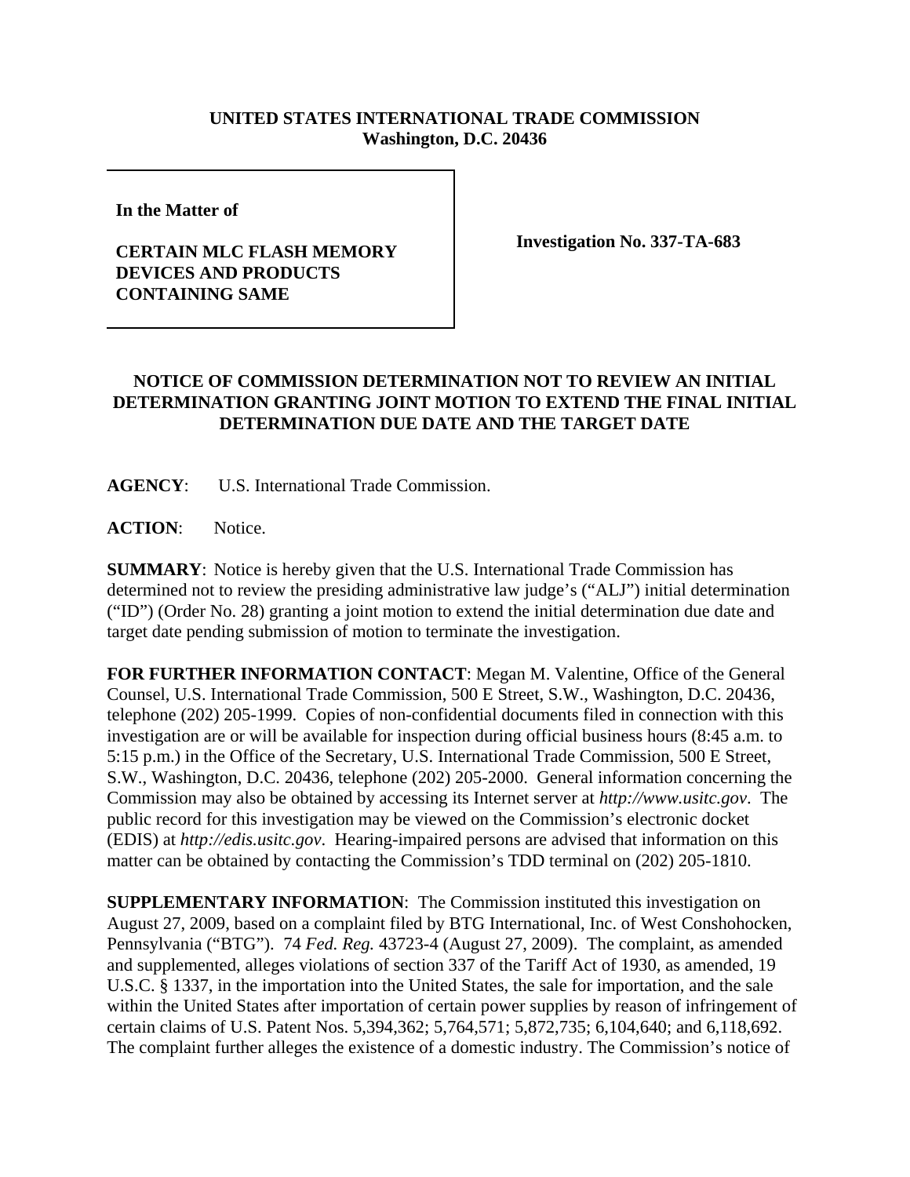**UNITED STATES INTERNATIONAL TRADE COMMISSION**
**Washington, D.C. 20436**

**In the Matter of**

**CERTAIN MLC FLASH MEMORY DEVICES AND PRODUCTS CONTAINING SAME**

**Investigation No. 337-TA-683**

**NOTICE OF COMMISSION DETERMINATION NOT TO REVIEW AN INITIAL DETERMINATION GRANTING JOINT MOTION TO EXTEND THE FINAL INITIAL DETERMINATION DUE DATE AND THE TARGET DATE**

**AGENCY**: U.S. International Trade Commission.

**ACTION**: Notice.

**SUMMARY**: Notice is hereby given that the U.S. International Trade Commission has determined not to review the presiding administrative law judge's ("ALJ") initial determination ("ID") (Order No. 28) granting a joint motion to extend the initial determination due date and target date pending submission of motion to terminate the investigation.

**FOR FURTHER INFORMATION CONTACT**: Megan M. Valentine, Office of the General Counsel, U.S. International Trade Commission, 500 E Street, S.W., Washington, D.C. 20436, telephone (202) 205-1999. Copies of non-confidential documents filed in connection with this investigation are or will be available for inspection during official business hours (8:45 a.m. to 5:15 p.m.) in the Office of the Secretary, U.S. International Trade Commission, 500 E Street, S.W., Washington, D.C. 20436, telephone (202) 205-2000. General information concerning the Commission may also be obtained by accessing its Internet server at *http://www.usitc.gov*. The public record for this investigation may be viewed on the Commission's electronic docket (EDIS) at *http://edis.usitc.gov*. Hearing-impaired persons are advised that information on this matter can be obtained by contacting the Commission's TDD terminal on (202) 205-1810.

**SUPPLEMENTARY INFORMATION**: The Commission instituted this investigation on August 27, 2009, based on a complaint filed by BTG International, Inc. of West Conshohocken, Pennsylvania ("BTG"). 74 *Fed. Reg.* 43723-4 (August 27, 2009). The complaint, as amended and supplemented, alleges violations of section 337 of the Tariff Act of 1930, as amended, 19 U.S.C. § 1337, in the importation into the United States, the sale for importation, and the sale within the United States after importation of certain power supplies by reason of infringement of certain claims of U.S. Patent Nos. 5,394,362; 5,764,571; 5,872,735; 6,104,640; and 6,118,692. The complaint further alleges the existence of a domestic industry. The Commission's notice of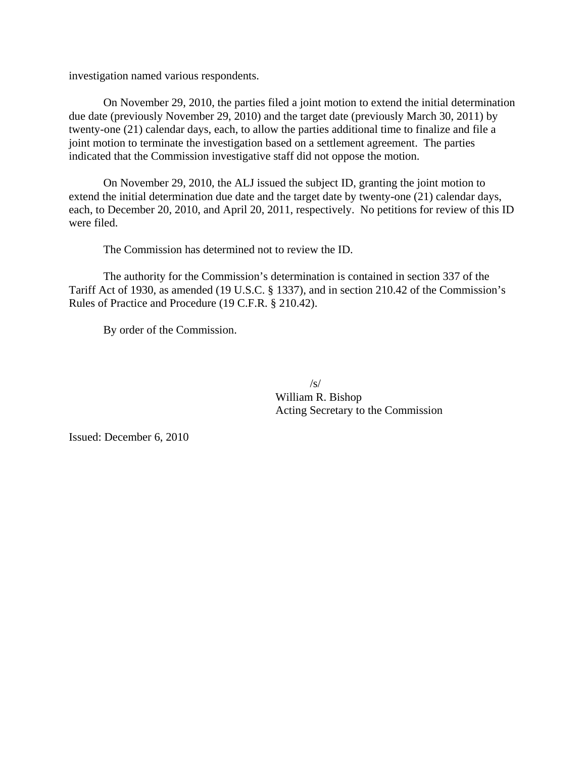investigation named various respondents.

On November 29, 2010, the parties filed a joint motion to extend the initial determination due date (previously November 29, 2010) and the target date (previously March 30, 2011) by twenty-one (21) calendar days, each, to allow the parties additional time to finalize and file a joint motion to terminate the investigation based on a settlement agreement. The parties indicated that the Commission investigative staff did not oppose the motion.

On November 29, 2010, the ALJ issued the subject ID, granting the joint motion to extend the initial determination due date and the target date by twenty-one (21) calendar days, each, to December 20, 2010, and April 20, 2011, respectively. No petitions for review of this ID were filed.

The Commission has determined not to review the ID.

The authority for the Commission's determination is contained in section 337 of the Tariff Act of 1930, as amended (19 U.S.C. § 1337), and in section 210.42 of the Commission's Rules of Practice and Procedure (19 C.F.R. § 210.42).

By order of the Commission.

/s/
William R. Bishop
Acting Secretary to the Commission

Issued: December 6, 2010